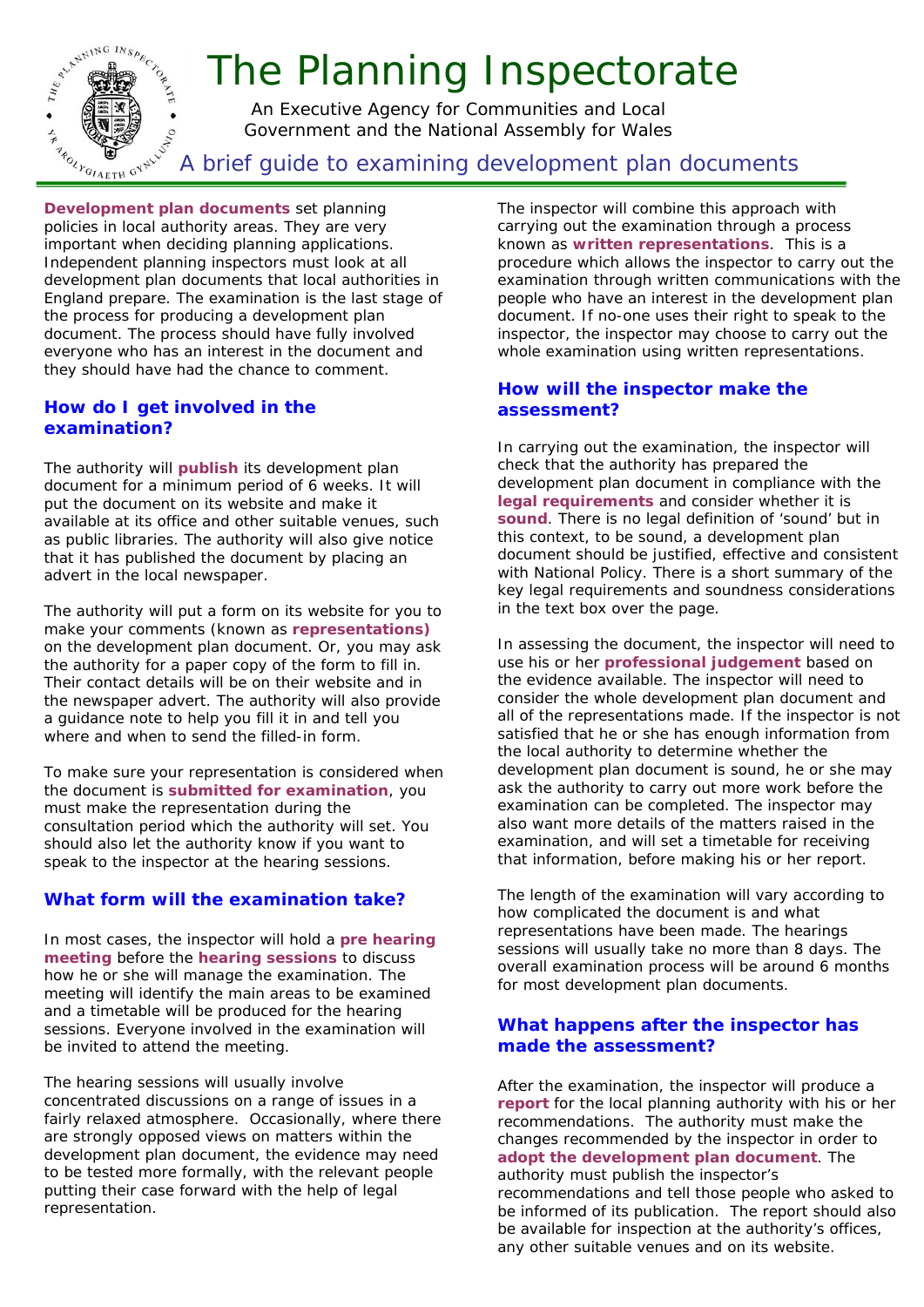# The Planning Inspectorate

An Executive Agency for Communities and Local Government and the National Assembly for Wales

## A brief guide to examining development plan documents

**Development plan documents** set planning policies in local authority areas. They are very important when deciding planning applications. Independent planning inspectors must look at all development plan documents that local authorities in England prepare. The examination is the last stage of the process for producing a development plan document. The process should have fully involved everyone who has an interest in the document and they should have had the chance to comment.

### How do I get involved in the examination?

The authority will **publish** its development plan document for a minimum period of 6 weeks. It will put the document on its website and make it available at its office and other suitable venues, such as public libraries. The authority will also give notice that it has published the document by placing an advert in the local newspaper.

The authority will put a form on its website for you to make your comments (known as **representations)** on the development plan document. Or, you may ask the authority for a paper copy of the form to fill in. Their contact details will be on their website and in the newspaper advert. The authority will also provide a guidance note to help you fill it in and tell you where and when to send the filled-in form.

To make sure your representation is considered when the document is **submitted for examination**, you must make the representation during the consultation period which the authority will set. You should also let the authority know if you want to speak to the inspector at the hearing sessions.

### What form will the examination take?

In most cases, the inspector will hold a **pre hearing meeting** before the **hearing sessions** to discuss how he or she will manage the examination. The meeting will identify the main areas to be examined and a timetable will be produced for the hearing sessions. Everyone involved in the examination will be invited to attend the meeting.

The hearing sessions will usually involve concentrated discussions on a range of issues in a fairly relaxed atmosphere. Occasionally, where there are strongly opposed views on matters within the development plan document, the evidence may need to be tested more formally, with the relevant people putting their case forward with the help of legal representation.

The inspector will combine this approach with carrying out the examination through a process known as **written representations**. This is a procedure which allows the inspector to carry out the examination through written communications with the people who have an interest in the development plan document. If no-one uses their right to speak to the inspector, the inspector may choose to carry out the whole examination using written representations.

### How will the inspector make the assessment?

In carrying out the examination, the inspector will check that the authority has prepared the development plan document in compliance with the **legal requirements** and consider whether it is **sound**. There is no legal definition of 'sound' but in this context, to be sound, a development plan document should be justified, effective and consistent with National Policy. There is a short summary of the key legal requirements and soundness considerations in the text box over the page.

In assessing the document, the inspector will need to use his or her **professional judgement** based on the evidence available. The inspector will need to consider the whole development plan document and all of the representations made. If the inspector is not satisfied that he or she has enough information from the local authority to determine whether the development plan document is sound, he or she may ask the authority to carry out more work before the examination can be completed. The inspector may also want more details of the matters raised in the examination, and will set a timetable for receiving that information, before making his or her report.

The length of the examination will vary according to how complicated the document is and what representations have been made. The hearings sessions will usually take no more than 8 days. The overall examination process will be around 6 months for most development plan documents.

### What happens after the inspector has made the assessment?

After the examination, the inspector will produce a **report** for the local planning authority with his or her recommendations. The authority must make the changes recommended by the inspector in order to **adopt the development plan document**. The authority must publish the inspector's recommendations and tell those people who asked to be informed of its publication. The report should also be available for inspection at the authority's offices, any other suitable venues and on its website.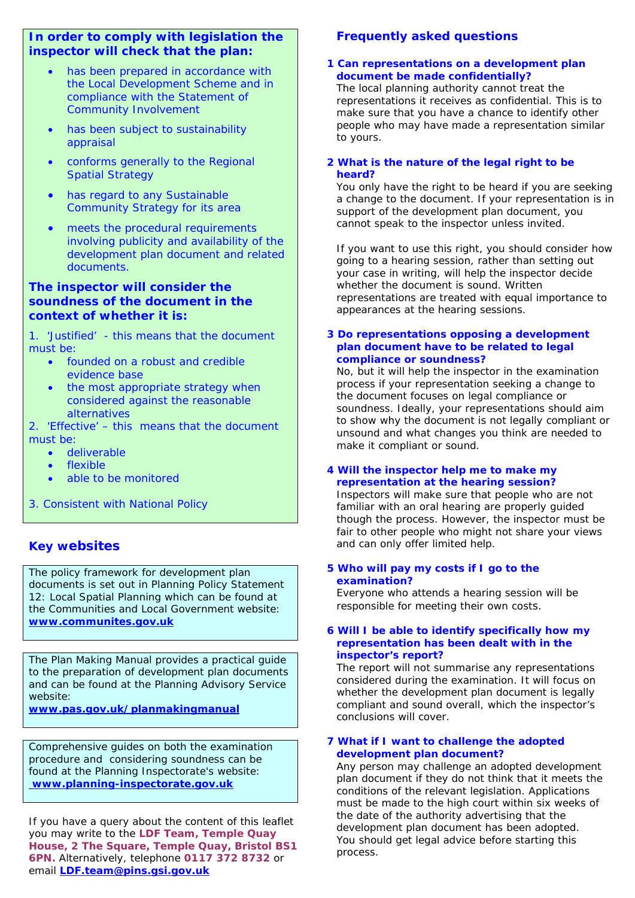**In order to comply with legislation the inspector will check that the plan:**

- has been prepared in accordance with the Local Development Scheme and in compliance with the Statement of Community Involvement
- has been subject to sustainability appraisal
- conforms generally to the Regional Spatial Strategy
- has regard to any Sustainable Community Strategy for its area
- meets the procedural requirements involving publicity and availability of the development plan document and related documents.

**The inspector will consider the soundness of the document in the context of whether it is:**

1. 'Justified' - this means that the document must be:
   - founded on a robust and credible evidence base
   - the most appropriate strategy when considered against the reasonable alternatives
2. 'Effective' – this means that the document must be:
   - deliverable
   - flexible
   - able to be monitored
3. Consistent with National Policy

## Key websites

The policy framework for development plan documents is set out in Planning Policy Statement 12: Local Spatial Planning which can be found at the Communities and Local Government website: **www.communites.gov.uk**

The Plan Making Manual provides a practical guide to the preparation of development plan documents and can be found at the Planning Advisory Service website: **www.pas.gov.uk/planmakingmanual**

Comprehensive guides on both the examination procedure and considering soundness can be found at the Planning Inspectorate's website: **www.planning-inspectorate.gov.uk**

If you have a query about the content of this leaflet you may write to the **LDF Team, Temple Quay House, 2 The Square, Temple Quay, Bristol BS1 6PN.** Alternatively, telephone **0117 372 8732** or email **LDF.team@pins.gsi.gov.uk**

## Frequently asked questions

**1 Can representations on a development plan document be made confidentially?**

The local planning authority cannot treat the representations it receives as confidential. This is to make sure that you have a chance to identify other people who may have made a representation similar to yours.

**2 What is the nature of the legal right to be heard?**

You only have the right to be heard if you are seeking a change to the document. If your representation is in support of the development plan document, you cannot speak to the inspector unless invited.

If you want to use this right, you should consider how going to a hearing session, rather than setting out your case in writing, will help the inspector decide whether the document is sound. Written representations are treated with equal importance to appearances at the hearing sessions.

**3 Do representations opposing a development plan document have to be related to legal compliance or soundness?**

No, but it will help the inspector in the examination process if your representation seeking a change to the document focuses on legal compliance or soundness. Ideally, your representations should aim to show why the document is not legally compliant or unsound and what changes you think are needed to make it compliant or sound.

**4 Will the inspector help me to make my representation at the hearing session?**

Inspectors will make sure that people who are not familiar with an oral hearing are properly guided though the process. However, the inspector must be fair to other people who might not share your views and can only offer limited help.

**5 Who will pay my costs if I go to the examination?**

Everyone who attends a hearing session will be responsible for meeting their own costs.

**6 Will I be able to identify specifically how my representation has been dealt with in the inspector's report?**

The report will not summarise any representations considered during the examination. It will focus on whether the development plan document is legally compliant and sound overall, which the inspector's conclusions will cover.

**7 What if I want to challenge the adopted development plan document?**

Any person may challenge an adopted development plan document if they do not think that it meets the conditions of the relevant legislation. Applications must be made to the high court within six weeks of the date of the authority advertising that the development plan document has been adopted. You should get legal advice before starting this process.